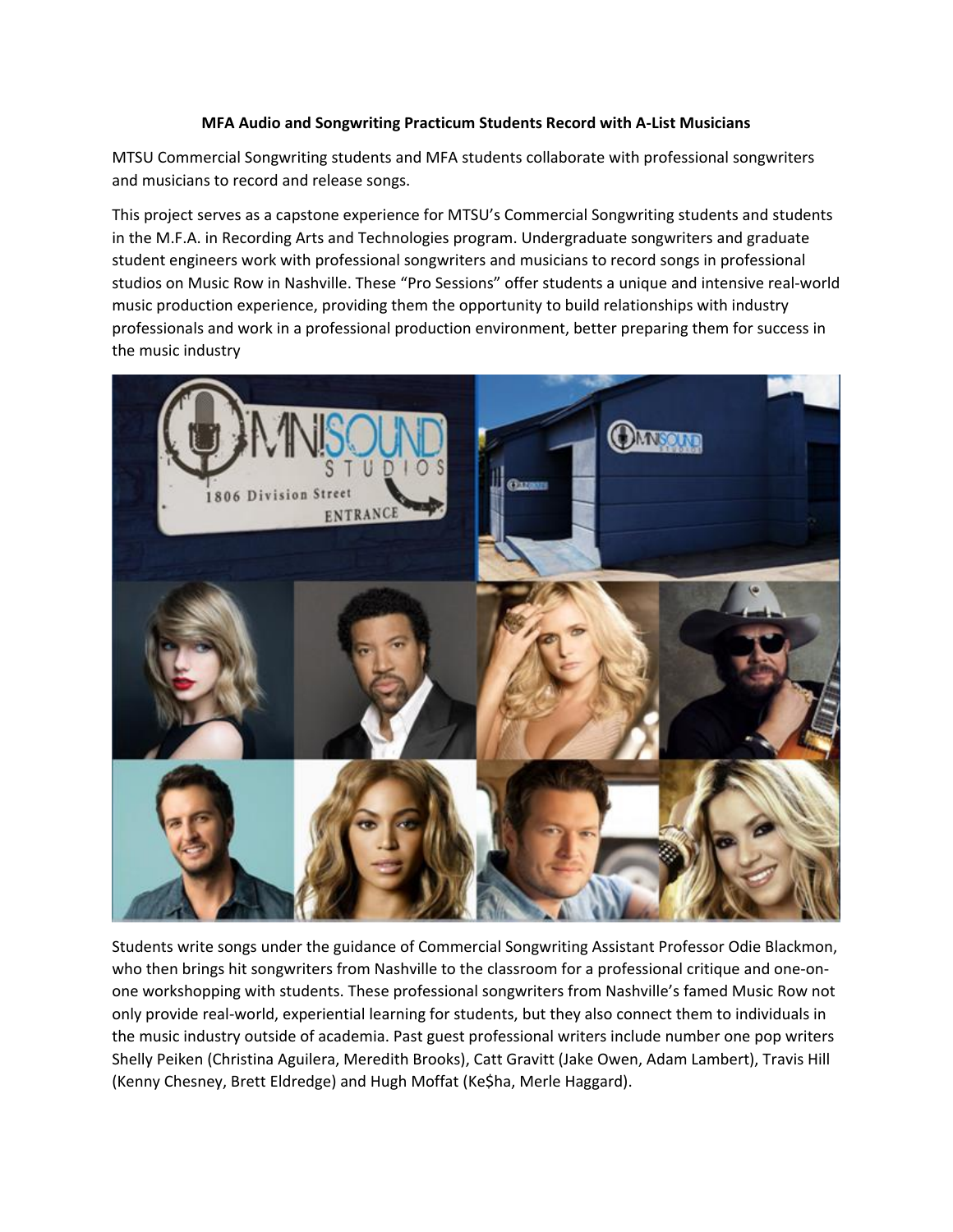**MFA Audio and Songwriting Practicum Students Record with A-List Musicians**

MTSU Commercial Songwriting students and MFA students collaborate with professional songwriters and musicians to record and release songs.

This project serves as a capstone experience for MTSU's Commercial Songwriting students and students in the M.F.A. in Recording Arts and Technologies program. Undergraduate songwriters and graduate student engineers work with professional songwriters and musicians to record songs in professional studios on Music Row in Nashville. These "Pro Sessions" offer students a unique and intensive real-world music production experience, providing them the opportunity to build relationships with industry professionals and work in a professional production environment, better preparing them for success in the music industry

Students write songs under the guidance of Commercial Songwriting Assistant Professor Odie Blackmon, who then brings hit songwriters from Nashville to the classroom for a professional critique and one-on-one workshopping with students. These professional songwriters from Nashville's famed Music Row not only provide real-world, experiential learning for students, but they also connect them to individuals in the music industry outside of academia. Past guest professional writers include number one pop writers Shelly Peiken (Christina Aguilera, Meredith Brooks), Catt Gravitt (Jake Owen, Adam Lambert), Travis Hill (Kenny Chesney, Brett Eldredge) and Hugh Moffat (Ke$ha, Merle Haggard).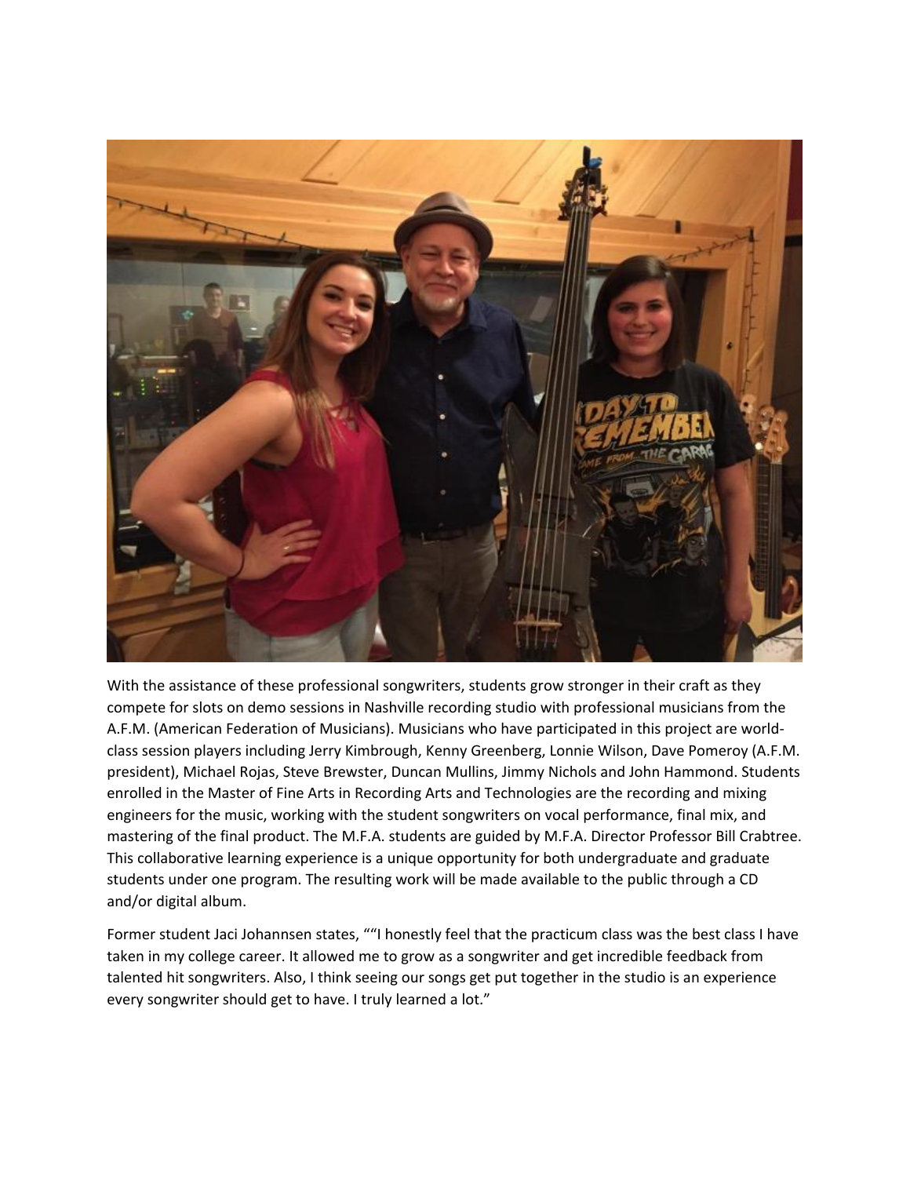With the assistance of these professional songwriters, students grow stronger in their craft as they compete for slots on demo sessions in Nashville recording studio with professional musicians from the A.F.M. (American Federation of Musicians). Musicians who have participated in this project are world-class session players including Jerry Kimbrough, Kenny Greenberg, Lonnie Wilson, Dave Pomeroy (A.F.M. president), Michael Rojas, Steve Brewster, Duncan Mullins, Jimmy Nichols and John Hammond. Students enrolled in the Master of Fine Arts in Recording Arts and Technologies are the recording and mixing engineers for the music, working with the student songwriters on vocal performance, final mix, and mastering of the final product. The M.F.A. students are guided by M.F.A. Director Professor Bill Crabtree. This collaborative learning experience is a unique opportunity for both undergraduate and graduate students under one program. The resulting work will be made available to the public through a CD and/or digital album.

Former student Jaci Johannsen states, ""I honestly feel that the practicum class was the best class I have taken in my college career. It allowed me to grow as a songwriter and get incredible feedback from talented hit songwriters. Also, I think seeing our songs get put together in the studio is an experience every songwriter should get to have. I truly learned a lot."